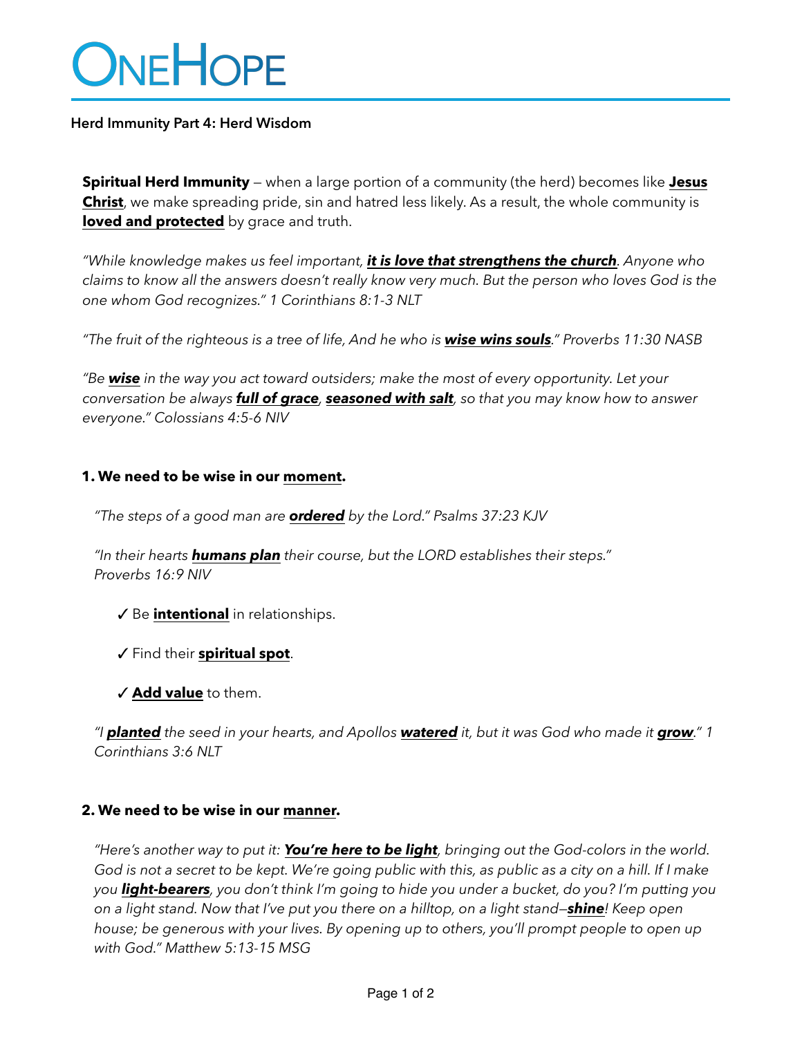# ONEHOPE

**Herd Immunity Part 4: Herd Wisdom**

**Spiritual Herd Immunity** — when a large portion of a community (the herd) becomes like **Jesus Christ**, we make spreading pride, sin and hatred less likely. As a result, the whole community is **loved and protected** by grace and truth.

*"While knowledge makes us feel important, **it is love that strengthens the church**. Anyone who claims to know all the answers doesn't really know very much. But the person who loves God is the one whom God recognizes." 1 Corinthians 8:1-3 NLT*

*"The fruit of the righteous is a tree of life, And he who is **wise wins souls**." Proverbs 11:30 NASB*

*"Be **wise** in the way you act toward outsiders; make the most of every opportunity. Let your conversation be always **full of grace**, **seasoned with salt**, so that you may know how to answer everyone." Colossians 4:5-6 NIV*

**1. We need to be wise in our moment.**

*"The steps of a good man are **ordered** by the Lord." Psalms 37:23 KJV*

*"In their hearts **humans plan** their course, but the LORD establishes their steps." Proverbs 16:9 NIV*

✓ Be **intentional** in relationships.

✓ Find their **spiritual spot**.

✓ **Add value** to them.

*"I **planted** the seed in your hearts, and Apollos **watered** it, but it was God who made it **grow**." 1 Corinthians 3:6 NLT*

**2. We need to be wise in our manner.**

*"Here's another way to put it: **You're here to be light**, bringing out the God-colors in the world. God is not a secret to be kept. We're going public with this, as public as a city on a hill. If I make you **light-bearers**, you don't think I'm going to hide you under a bucket, do you? I'm putting you on a light stand. Now that I've put you there on a hilltop, on a light stand—**shine**! Keep open house; be generous with your lives. By opening up to others, you'll prompt people to open up with God." Matthew 5:13-15 MSG*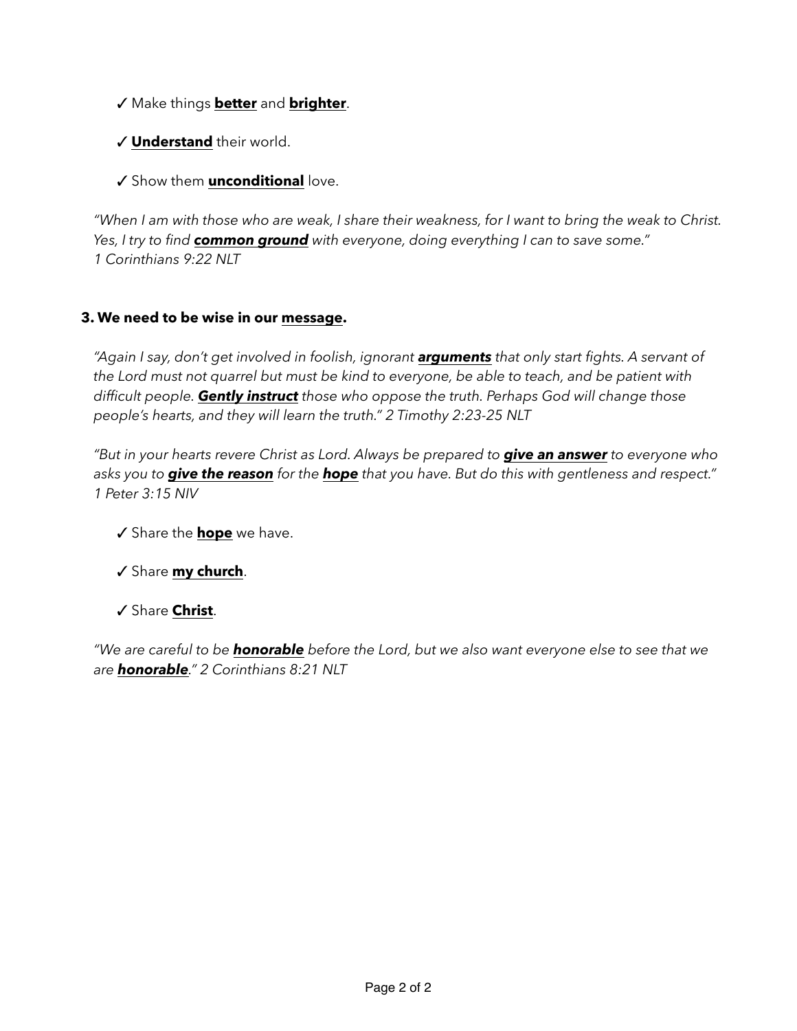✓ Make things **better** and **brighter**.

✓ **Understand** their world.

✓ Show them **unconditional** love.

*"When I am with those who are weak, I share their weakness, for I want to bring the weak to Christ. Yes, I try to find **common ground** with everyone, doing everything I can to save some." 1 Corinthians 9:22 NLT*

**3. We need to be wise in our message.**

*"Again I say, don't get involved in foolish, ignorant **arguments** that only start fights. A servant of the Lord must not quarrel but must be kind to everyone, be able to teach, and be patient with difficult people. **Gently instruct** those who oppose the truth. Perhaps God will change those people's hearts, and they will learn the truth." 2 Timothy 2:23-25 NLT*

*"But in your hearts revere Christ as Lord. Always be prepared to **give an answer** to everyone who asks you to **give the reason** for the **hope** that you have. But do this with gentleness and respect." 1 Peter 3:15 NIV*

✓ Share the **hope** we have.

✓ Share **my church**.

✓ Share **Christ**.

*"We are careful to be **honorable** before the Lord, but we also want everyone else to see that we are **honorable**." 2 Corinthians 8:21 NLT*